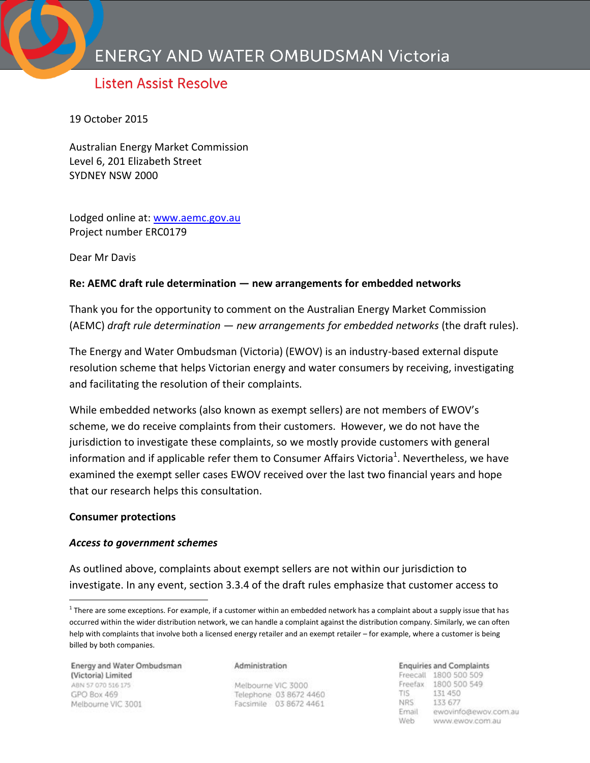ENERGY AND WATER OMBUDSMAN Victoria

Listen Assist Resolve

19 October 2015

Australian Energy Market Commission
Level 6, 201 Elizabeth Street
SYDNEY NSW 2000

Lodged online at: www.aemc.gov.au
Project number ERC0179

Dear Mr Davis

**Re: AEMC draft rule determination — new arrangements for embedded networks**

Thank you for the opportunity to comment on the Australian Energy Market Commission (AEMC) *draft rule determination — new arrangements for embedded networks* (the draft rules).

The Energy and Water Ombudsman (Victoria) (EWOV) is an industry-based external dispute resolution scheme that helps Victorian energy and water consumers by receiving, investigating and facilitating the resolution of their complaints.

While embedded networks (also known as exempt sellers) are not members of EWOV's scheme, we do receive complaints from their customers. However, we do not have the jurisdiction to investigate these complaints, so we mostly provide customers with general information and if applicable refer them to Consumer Affairs Victoria[1]. Nevertheless, we have examined the exempt seller cases EWOV received over the last two financial years and hope that our research helps this consultation.

**Consumer protections**

***Access to government schemes***

As outlined above, complaints about exempt sellers are not within our jurisdiction to investigate. In any event, section 3.3.4 of the draft rules emphasize that customer access to

[1] There are some exceptions. For example, if a customer within an embedded network has a complaint about a supply issue that has occurred within the wider distribution network, we can handle a complaint against the distribution company. Similarly, we can often help with complaints that involve both a licensed energy retailer and an exempt retailer – for example, where a customer is being billed by both companies.

Energy and Water Ombudsman (Victoria) Limited
ABN 57 070 516 175
GPO Box 469
Melbourne VIC 3001

Administration
Melbourne VIC 3000
Telephone 03 8672 4460
Facsimile 03 8672 4461

Enquiries and Complaints
Freecall 1800 500 509
Freefax 1800 500 549
TIS 131 450
NRS 133 677
Email ewovinfo@ewov.com.au
Web www.ewov.com.au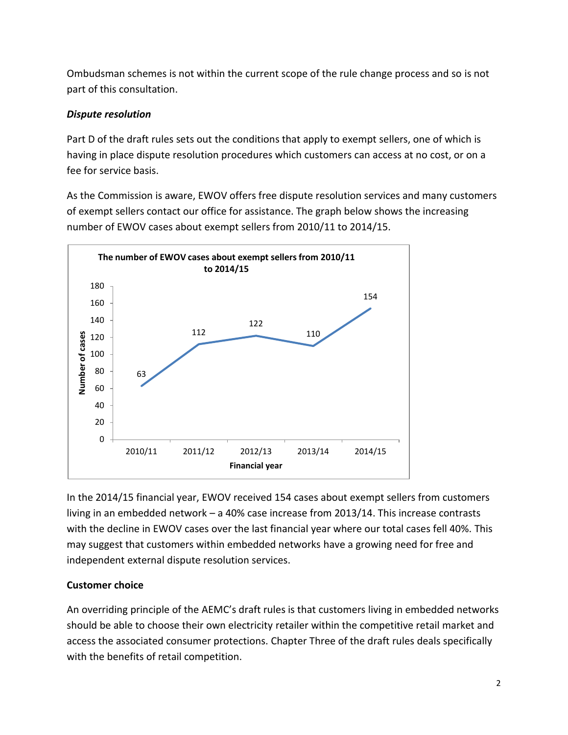Ombudsman schemes is not within the current scope of the rule change process and so is not part of this consultation.

### *Dispute resolution*

Part D of the draft rules sets out the conditions that apply to exempt sellers, one of which is having in place dispute resolution procedures which customers can access at no cost, or on a fee for service basis.

As the Commission is aware, EWOV offers free dispute resolution services and many customers of exempt sellers contact our office for assistance. The graph below shows the increasing number of EWOV cases about exempt sellers from 2010/11 to 2014/15.

**The number of EWOV cases about exempt sellers from 2010/11 to 2014/15**

| Financial year | Number of cases |
| --- | --- |
| 2010/11 | 63 |
| 2011/12 | 112 |
| 2012/13 | 122 |
| 2013/14 | 110 |
| 2014/15 | 154 |

In the 2014/15 financial year, EWOV received 154 cases about exempt sellers from customers living in an embedded network – a 40% case increase from 2013/14. This increase contrasts with the decline in EWOV cases over the last financial year where our total cases fell 40%. This may suggest that customers within embedded networks have a growing need for free and independent external dispute resolution services.

### **Customer choice**

An overriding principle of the AEMC's draft rules is that customers living in embedded networks should be able to choose their own electricity retailer within the competitive retail market and access the associated consumer protections. Chapter Three of the draft rules deals specifically with the benefits of retail competition.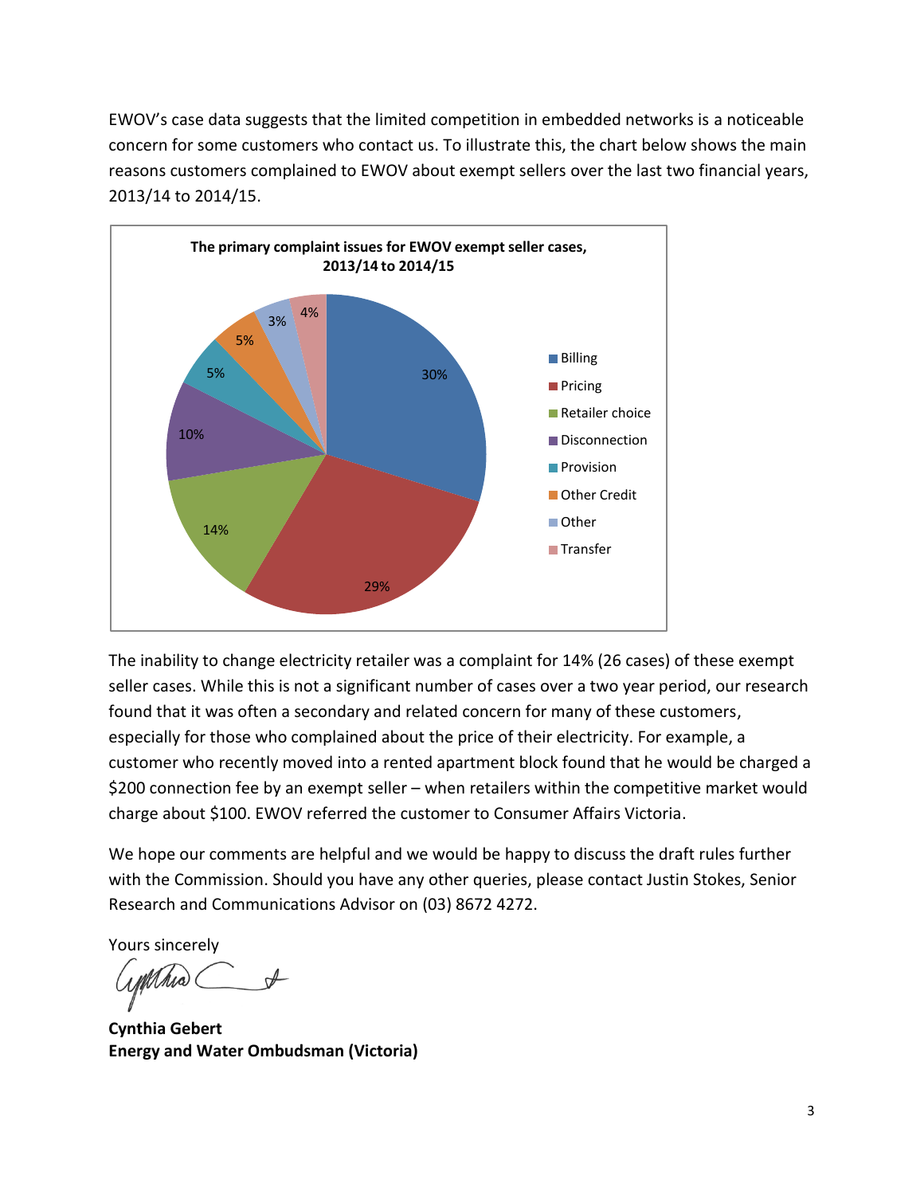EWOV's case data suggests that the limited competition in embedded networks is a noticeable concern for some customers who contact us. To illustrate this, the chart below shows the main reasons customers complained to EWOV about exempt sellers over the last two financial years, 2013/14 to 2014/15.

**The primary complaint issues for EWOV exempt seller cases, 2013/14 to 2014/15**

30%
29%
14%
10%
5%
5%
3%
4%

Billing
Pricing
Retailer choice
Disconnection
Provision
Other Credit
Other
Transfer

The inability to change electricity retailer was a complaint for 14% (26 cases) of these exempt seller cases. While this is not a significant number of cases over a two year period, our research found that it was often a secondary and related concern for many of these customers, especially for those who complained about the price of their electricity. For example, a customer who recently moved into a rented apartment block found that he would be charged a $200 connection fee by an exempt seller – when retailers within the competitive market would charge about $100. EWOV referred the customer to Consumer Affairs Victoria.

We hope our comments are helpful and we would be happy to discuss the draft rules further with the Commission. Should you have any other queries, please contact Justin Stokes, Senior Research and Communications Advisor on (03) 8672 4272.

Yours sincerely

**Cynthia Gebert**
**Energy and Water Ombudsman (Victoria)**